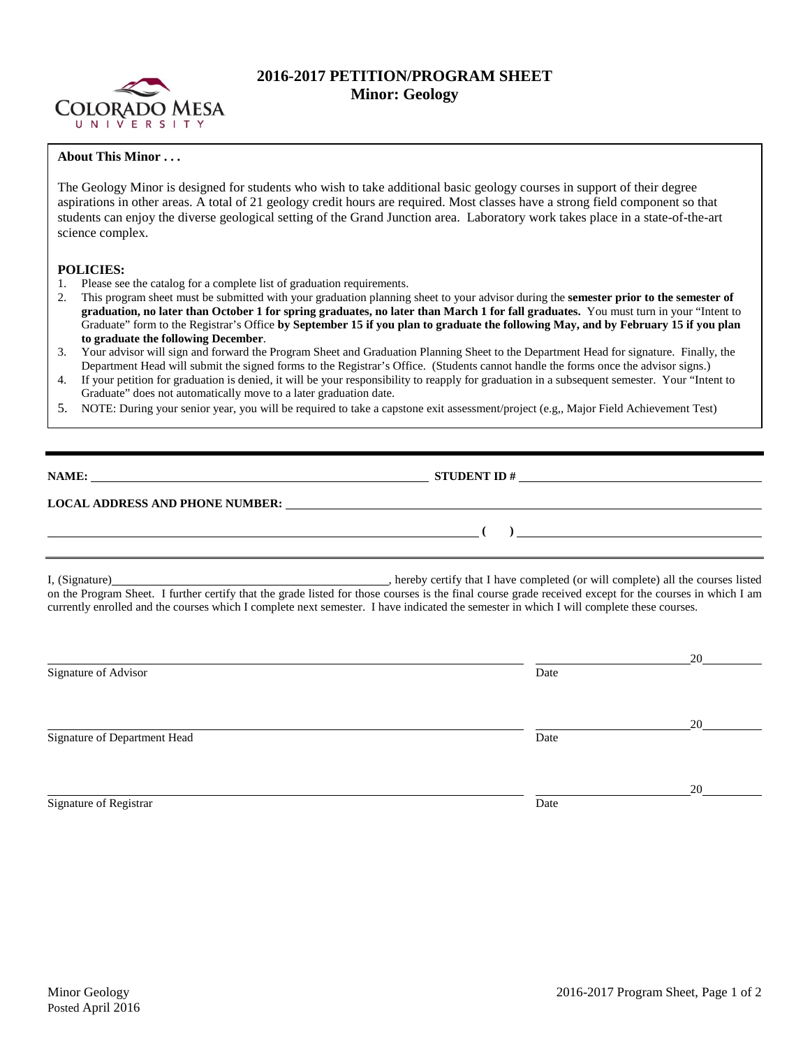# 2016-2017 PETITION/PROGRAM SHEET
## Minor: Geology

**About This Minor . . .**

The Geology Minor is designed for students who wish to take additional basic geology courses in support of their degree aspirations in other areas. A total of 21 geology credit hours are required. Most classes have a strong field component so that students can enjoy the diverse geological setting of the Grand Junction area. Laboratory work takes place in a state-of-the-art science complex.

**POLICIES:**

1. Please see the catalog for a complete list of graduation requirements.
2. This program sheet must be submitted with your graduation planning sheet to your advisor during the **semester prior to the semester of graduation, no later than October 1 for spring graduates, no later than March 1 for fall graduates.** You must turn in your "Intent to Graduate" form to the Registrar's Office **by September 15 if you plan to graduate the following May, and by February 15 if you plan to graduate the following December**.
3. Your advisor will sign and forward the Program Sheet and Graduation Planning Sheet to the Department Head for signature. Finally, the Department Head will submit the signed forms to the Registrar's Office. (Students cannot handle the forms once the advisor signs.)
4. If your petition for graduation is denied, it will be your responsibility to reapply for graduation in a subsequent semester. Your "Intent to Graduate" does not automatically move to a later graduation date.
5. NOTE: During your senior year, you will be required to take a capstone exit assessment/project (e.g,, Major Field Achievement Test)

---

**NAME:** ______________________________ **STUDENT ID #** ______________________________

**LOCAL ADDRESS AND PHONE NUMBER:** ______________________________

______________________________ **( )** ______________________________

---

I, (Signature)______________________________, hereby certify that I have completed (or will complete) all the courses listed on the Program Sheet. I further certify that the grade listed for those courses is the final course grade received except for the courses in which I am currently enrolled and the courses which I complete next semester. I have indicated the semester in which I will complete these courses.

______________________________ ______________________ 20______

Signature of Advisor Date

______________________________ ______________________ 20______

Signature of Department Head Date

______________________________ ______________________ 20______

Signature of Registrar Date

Minor Geology
Posted April 2016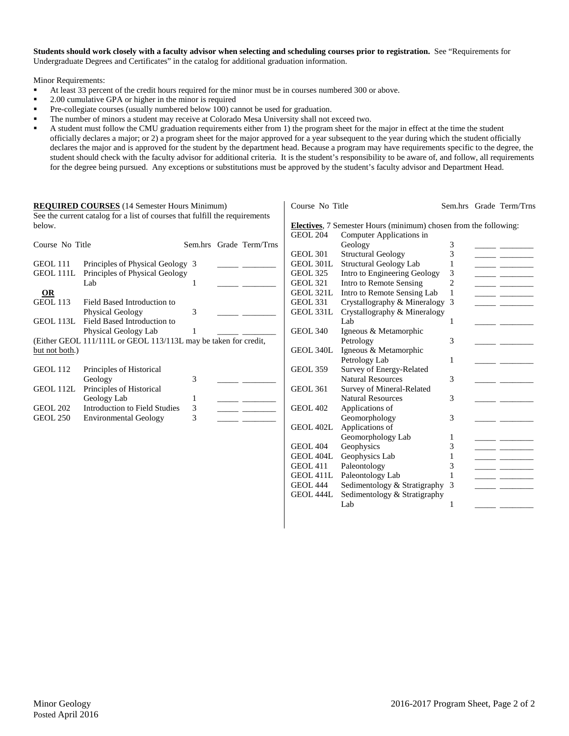**Students should work closely with a faculty advisor when selecting and scheduling courses prior to registration.** See "Requirements for Undergraduate Degrees and Certificates" in the catalog for additional graduation information.

Minor Requirements:

- At least 33 percent of the credit hours required for the minor must be in courses numbered 300 or above.
- 2.00 cumulative GPA or higher in the minor is required
- Pre-collegiate courses (usually numbered below 100) cannot be used for graduation.
- The number of minors a student may receive at Colorado Mesa University shall not exceed two.
- A student must follow the CMU graduation requirements either from 1) the program sheet for the major in effect at the time the student officially declares a major; or 2) a program sheet for the major approved for a year subsequent to the year during which the student officially declares the major and is approved for the student by the department head. Because a program may have requirements specific to the degree, the student should check with the faculty advisor for additional criteria. It is the student's responsibility to be aware of, and follow, all requirements for the degree being pursued. Any exceptions or substitutions must be approved by the student's faculty advisor and Department Head.

**REQUIRED COURSES** (14 Semester Hours Minimum)
See the current catalog for a list of courses that fulfill the requirements below.

| Course No | Title | Sem.hrs | Grade | Term/Trns |
|---|---|---|---|---|
| GEOL 111 | Principles of Physical Geology | 3 | | |
| GEOL 111L | Principles of Physical Geology Lab | 1 | | |
| **OR** | | | | |
| GEOL 113 | Field Based Introduction to Physical Geology | 3 | | |
| GEOL 113L | Field Based Introduction to Physical Geology Lab | 1 | | |

(Either GEOL 111/111L or GEOL 113/113L may be taken for credit, but not both.)

| Course No | Title | Sem.hrs | Grade | Term/Trns |
|---|---|---|---|---|
| GEOL 112 | Principles of Historical Geology | 3 | | |
| GEOL 112L | Principles of Historical Geology Lab | 1 | | |
| GEOL 202 | Introduction to Field Studies | 3 | | |
| GEOL 250 | Environmental Geology | 3 | | |

**Electives**, 7 Semester Hours (minimum) chosen from the following:

| Course No | Title | Sem.hrs | Grade | Term/Trns |
|---|---|---|---|---|
| GEOL 204 | Computer Applications in Geology | 3 | | |
| GEOL 301 | Structural Geology | 3 | | |
| GEOL 301L | Structural Geology Lab | 1 | | |
| GEOL 325 | Intro to Engineering Geology | 3 | | |
| GEOL 321 | Intro to Remote Sensing | 2 | | |
| GEOL 321L | Intro to Remote Sensing Lab | 1 | | |
| GEOL 331 | Crystallography & Mineralogy | 3 | | |
| GEOL 331L | Crystallography & Mineralogy Lab | 1 | | |
| GEOL 340 | Igneous & Metamorphic Petrology | 3 | | |
| GEOL 340L | Igneous & Metamorphic Petrology Lab | 1 | | |
| GEOL 359 | Survey of Energy-Related Natural Resources | 3 | | |
| GEOL 361 | Survey of Mineral-Related Natural Resources | 3 | | |
| GEOL 402 | Applications of Geomorphology | 3 | | |
| GEOL 402L | Applications of Geomorphology Lab | 1 | | |
| GEOL 404 | Geophysics | 3 | | |
| GEOL 404L | Geophysics Lab | 1 | | |
| GEOL 411 | Paleontology | 3 | | |
| GEOL 411L | Paleontology Lab | 1 | | |
| GEOL 444 | Sedimentology & Stratigraphy | 3 | | |
| GEOL 444L | Sedimentology & Stratigraphy Lab | 1 | | |

Minor Geology
Posted April 2016